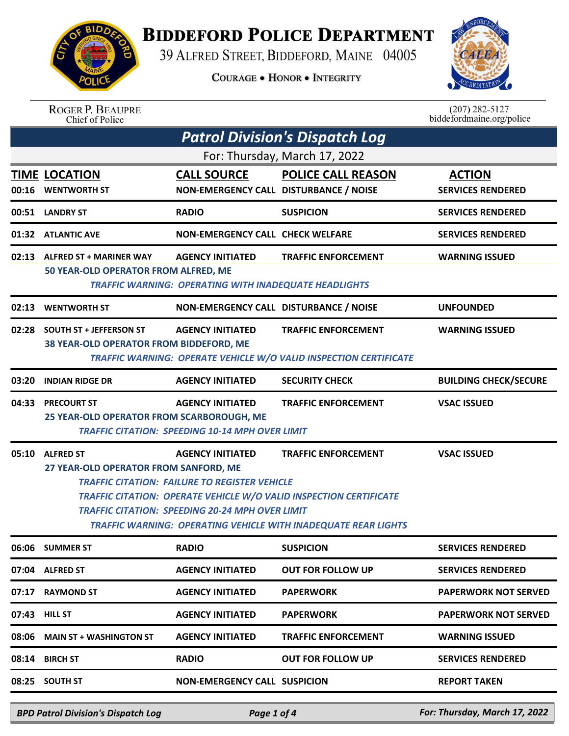# Biddeford Police Department

39 Alfred Street, Biddeford, Maine 04005

Courage • Honor • Integrity

Roger P. Beaupre
Chief of Police

(207) 282-5127
biddefordmaine.org/police

## Patrol Division's Dispatch Log

For: Thursday, March 17, 2022

| TIME | LOCATION | CALL SOURCE | POLICE CALL REASON | ACTION |
|---|---|---|---|---|
| 00:16 | WENTWORTH ST | NON-EMERGENCY CALL | DISTURBANCE / NOISE | SERVICES RENDERED |
| 00:51 | LANDRY ST | RADIO | SUSPICION | SERVICES RENDERED |
| 01:32 | ATLANTIC AVE | NON-EMERGENCY CALL | CHECK WELFARE | SERVICES RENDERED |
| 02:13 | ALFRED ST + MARINER WAY | AGENCY INITIATED | TRAFFIC ENFORCEMENT | WARNING ISSUED |
| | 50 YEAR-OLD OPERATOR FROM ALFRED, ME<br>*TRAFFIC WARNING: OPERATING WITH INADEQUATE HEADLIGHTS* | | | |
| 02:13 | WENTWORTH ST | NON-EMERGENCY CALL | DISTURBANCE / NOISE | UNFOUNDED |
| 02:28 | SOUTH ST + JEFFERSON ST | AGENCY INITIATED | TRAFFIC ENFORCEMENT | WARNING ISSUED |
| | 38 YEAR-OLD OPERATOR FROM BIDDEFORD, ME<br>*TRAFFIC WARNING: OPERATE VEHICLE W/O VALID INSPECTION CERTIFICATE* | | | |
| 03:20 | INDIAN RIDGE DR | AGENCY INITIATED | SECURITY CHECK | BUILDING CHECK/SECURE |
| 04:33 | PRECOURT ST | AGENCY INITIATED | TRAFFIC ENFORCEMENT | VSAC ISSUED |
| | 25 YEAR-OLD OPERATOR FROM SCARBOROUGH, ME<br>*TRAFFIC CITATION: SPEEDING 10-14 MPH OVER LIMIT* | | | |
| 05:10 | ALFRED ST | AGENCY INITIATED | TRAFFIC ENFORCEMENT | VSAC ISSUED |
| | 27 YEAR-OLD OPERATOR FROM SANFORD, ME<br>*TRAFFIC CITATION: FAILURE TO REGISTER VEHICLE*<br>*TRAFFIC CITATION: OPERATE VEHICLE W/O VALID INSPECTION CERTIFICATE*<br>*TRAFFIC CITATION: SPEEDING 20-24 MPH OVER LIMIT*<br>*TRAFFIC WARNING: OPERATING VEHICLE WITH INADEQUATE REAR LIGHTS* | | | |
| 06:06 | SUMMER ST | RADIO | SUSPICION | SERVICES RENDERED |
| 07:04 | ALFRED ST | AGENCY INITIATED | OUT FOR FOLLOW UP | SERVICES RENDERED |
| 07:17 | RAYMOND ST | AGENCY INITIATED | PAPERWORK | PAPERWORK NOT SERVED |
| 07:43 | HILL ST | AGENCY INITIATED | PAPERWORK | PAPERWORK NOT SERVED |
| 08:06 | MAIN ST + WASHINGTON ST | AGENCY INITIATED | TRAFFIC ENFORCEMENT | WARNING ISSUED |
| 08:14 | BIRCH ST | RADIO | OUT FOR FOLLOW UP | SERVICES RENDERED |
| 08:25 | SOUTH ST | NON-EMERGENCY CALL | SUSPICION | REPORT TAKEN |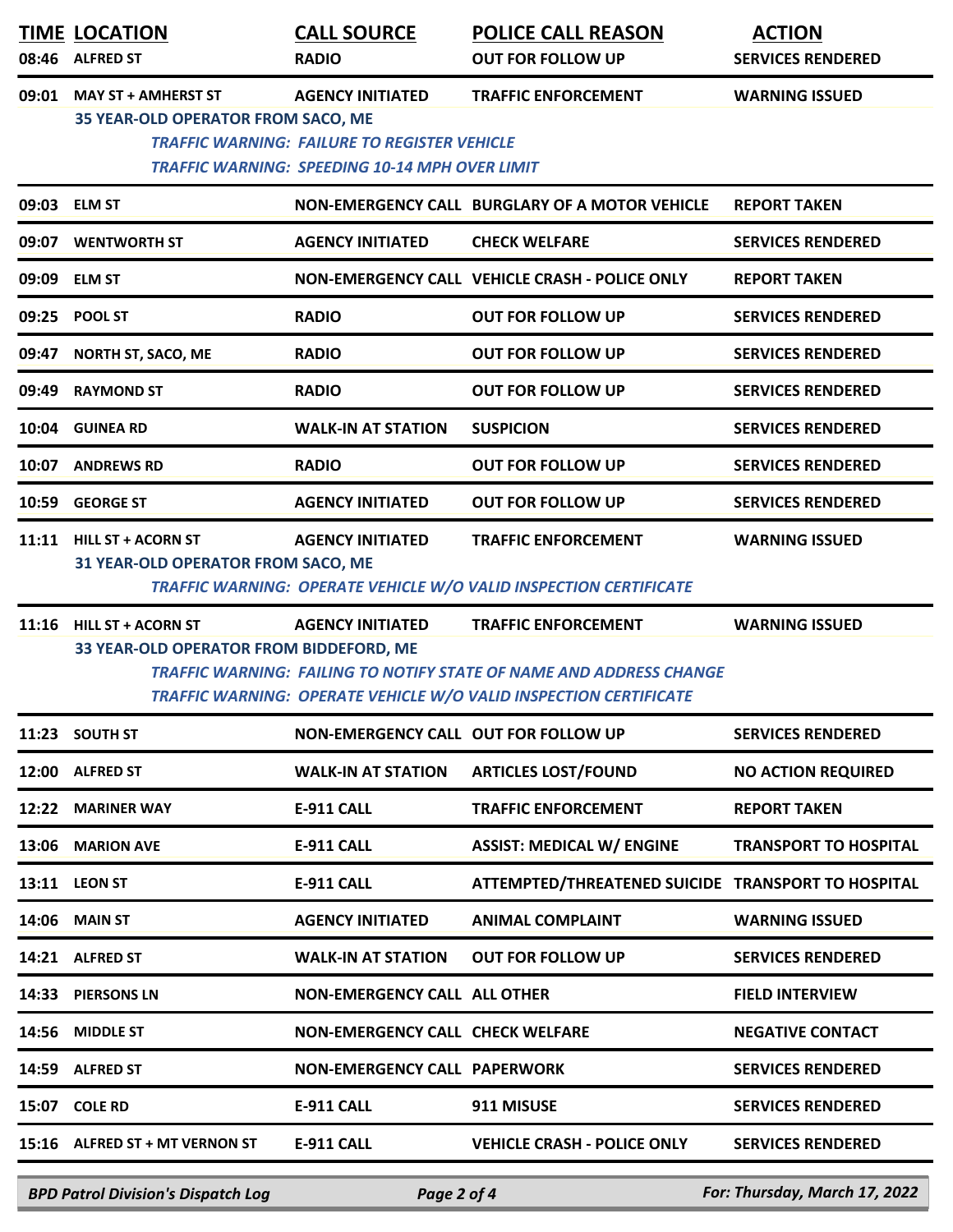| TIME | LOCATION | CALL SOURCE | POLICE CALL REASON | ACTION |
|---|---|---|---|---|
| 08:46 | ALFRED ST | RADIO | OUT FOR FOLLOW UP | SERVICES RENDERED |
| 09:01 | MAY ST + AMHERST ST | AGENCY INITIATED | TRAFFIC ENFORCEMENT | WARNING ISSUED |
| | 35 YEAR-OLD OPERATOR FROM SACO, ME | | | |
| | *TRAFFIC WARNING: FAILURE TO REGISTER VEHICLE* | | | |
| | *TRAFFIC WARNING: SPEEDING 10-14 MPH OVER LIMIT* | | | |
| 09:03 | ELM ST | NON-EMERGENCY CALL | BURGLARY OF A MOTOR VEHICLE | REPORT TAKEN |
| 09:07 | WENTWORTH ST | AGENCY INITIATED | CHECK WELFARE | SERVICES RENDERED |
| 09:09 | ELM ST | NON-EMERGENCY CALL | VEHICLE CRASH - POLICE ONLY | REPORT TAKEN |
| 09:25 | POOL ST | RADIO | OUT FOR FOLLOW UP | SERVICES RENDERED |
| 09:47 | NORTH ST, SACO, ME | RADIO | OUT FOR FOLLOW UP | SERVICES RENDERED |
| 09:49 | RAYMOND ST | RADIO | OUT FOR FOLLOW UP | SERVICES RENDERED |
| 10:04 | GUINEA RD | WALK-IN AT STATION | SUSPICION | SERVICES RENDERED |
| 10:07 | ANDREWS RD | RADIO | OUT FOR FOLLOW UP | SERVICES RENDERED |
| 10:59 | GEORGE ST | AGENCY INITIATED | OUT FOR FOLLOW UP | SERVICES RENDERED |
| 11:11 | HILL ST + ACORN ST | AGENCY INITIATED | TRAFFIC ENFORCEMENT | WARNING ISSUED |
| | 31 YEAR-OLD OPERATOR FROM SACO, ME | | | |
| | *TRAFFIC WARNING: OPERATE VEHICLE W/O VALID INSPECTION CERTIFICATE* | | | |
| 11:16 | HILL ST + ACORN ST | AGENCY INITIATED | TRAFFIC ENFORCEMENT | WARNING ISSUED |
| | 33 YEAR-OLD OPERATOR FROM BIDDEFORD, ME | | | |
| | *TRAFFIC WARNING: FAILING TO NOTIFY STATE OF NAME AND ADDRESS CHANGE* | | | |
| | *TRAFFIC WARNING: OPERATE VEHICLE W/O VALID INSPECTION CERTIFICATE* | | | |
| 11:23 | SOUTH ST | NON-EMERGENCY CALL | OUT FOR FOLLOW UP | SERVICES RENDERED |
| 12:00 | ALFRED ST | WALK-IN AT STATION | ARTICLES LOST/FOUND | NO ACTION REQUIRED |
| 12:22 | MARINER WAY | E-911 CALL | TRAFFIC ENFORCEMENT | REPORT TAKEN |
| 13:06 | MARION AVE | E-911 CALL | ASSIST: MEDICAL W/ ENGINE | TRANSPORT TO HOSPITAL |
| 13:11 | LEON ST | E-911 CALL | ATTEMPTED/THREATENED SUICIDE | TRANSPORT TO HOSPITAL |
| 14:06 | MAIN ST | AGENCY INITIATED | ANIMAL COMPLAINT | WARNING ISSUED |
| 14:21 | ALFRED ST | WALK-IN AT STATION | OUT FOR FOLLOW UP | SERVICES RENDERED |
| 14:33 | PIERSONS LN | NON-EMERGENCY CALL | ALL OTHER | FIELD INTERVIEW |
| 14:56 | MIDDLE ST | NON-EMERGENCY CALL | CHECK WELFARE | NEGATIVE CONTACT |
| 14:59 | ALFRED ST | NON-EMERGENCY CALL | PAPERWORK | SERVICES RENDERED |
| 15:07 | COLE RD | E-911 CALL | 911 MISUSE | SERVICES RENDERED |
| 15:16 | ALFRED ST + MT VERNON ST | E-911 CALL | VEHICLE CRASH - POLICE ONLY | SERVICES RENDERED |

*BPD Patrol Division's Dispatch Log* — *For: Thursday, March 17, 2022*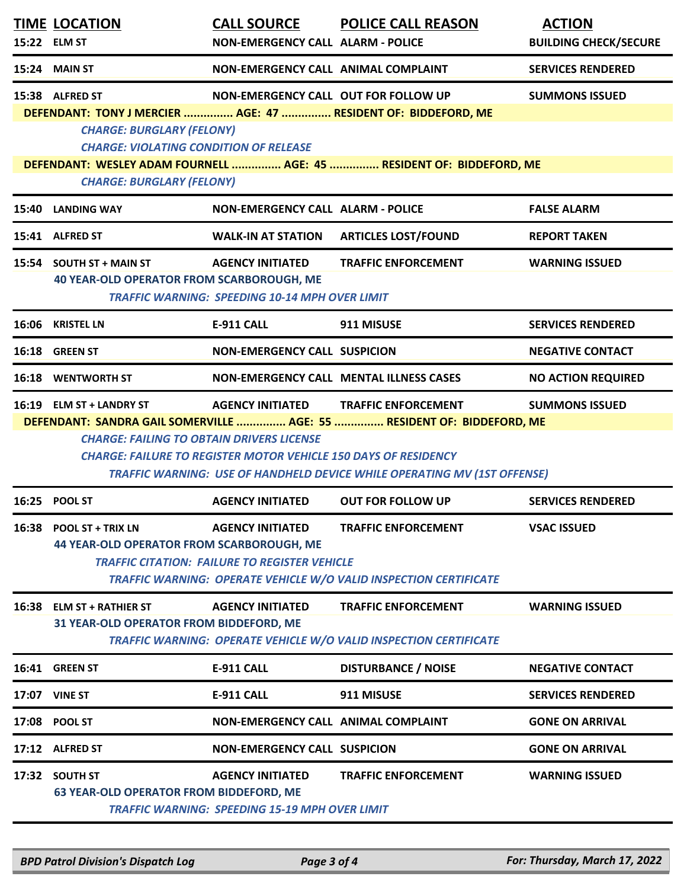| TIME | LOCATION | CALL SOURCE | POLICE CALL REASON | ACTION |
| --- | --- | --- | --- | --- |
| 15:22 | ELM ST | NON-EMERGENCY CALL | ALARM - POLICE | BUILDING CHECK/SECURE |
| 15:24 | MAIN ST | NON-EMERGENCY CALL | ANIMAL COMPLAINT | SERVICES RENDERED |
| 15:38 | ALFRED ST | NON-EMERGENCY CALL | OUT FOR FOLLOW UP | SUMMONS ISSUED |

**DEFENDANT: TONY J MERCIER ............... AGE: 47 ............... RESIDENT OF: BIDDEFORD, ME**

*CHARGE: BURGLARY (FELONY)*
*CHARGE: VIOLATING CONDITION OF RELEASE*

**DEFENDANT: WESLEY ADAM FOURNELL ............... AGE: 45 ............... RESIDENT OF: BIDDEFORD, ME**

*CHARGE: BURGLARY (FELONY)*

| TIME | LOCATION | CALL SOURCE | POLICE CALL REASON | ACTION |
| --- | --- | --- | --- | --- |
| 15:40 | LANDING WAY | NON-EMERGENCY CALL | ALARM - POLICE | FALSE ALARM |
| 15:41 | ALFRED ST | WALK-IN AT STATION | ARTICLES LOST/FOUND | REPORT TAKEN |
| 15:54 | SOUTH ST + MAIN ST | AGENCY INITIATED | TRAFFIC ENFORCEMENT | WARNING ISSUED |

**40 YEAR-OLD OPERATOR FROM SCARBOROUGH, ME**

*TRAFFIC WARNING: SPEEDING 10-14 MPH OVER LIMIT*

| TIME | LOCATION | CALL SOURCE | POLICE CALL REASON | ACTION |
| --- | --- | --- | --- | --- |
| 16:06 | KRISTEL LN | E-911 CALL | 911 MISUSE | SERVICES RENDERED |
| 16:18 | GREEN ST | NON-EMERGENCY CALL | SUSPICION | NEGATIVE CONTACT |
| 16:18 | WENTWORTH ST | NON-EMERGENCY CALL | MENTAL ILLNESS CASES | NO ACTION REQUIRED |
| 16:19 | ELM ST + LANDRY ST | AGENCY INITIATED | TRAFFIC ENFORCEMENT | SUMMONS ISSUED |

**DEFENDANT: SANDRA GAIL SOMERVILLE ............... AGE: 55 ............... RESIDENT OF: BIDDEFORD, ME**

*CHARGE: FAILING TO OBTAIN DRIVERS LICENSE*
*CHARGE: FAILURE TO REGISTER MOTOR VEHICLE 150 DAYS OF RESIDENCY*
*TRAFFIC WARNING: USE OF HANDHELD DEVICE WHILE OPERATING MV (1ST OFFENSE)*

| TIME | LOCATION | CALL SOURCE | POLICE CALL REASON | ACTION |
| --- | --- | --- | --- | --- |
| 16:25 | POOL ST | AGENCY INITIATED | OUT FOR FOLLOW UP | SERVICES RENDERED |
| 16:38 | POOL ST + TRIX LN | AGENCY INITIATED | TRAFFIC ENFORCEMENT | VSAC ISSUED |

**44 YEAR-OLD OPERATOR FROM SCARBOROUGH, ME**

*TRAFFIC CITATION: FAILURE TO REGISTER VEHICLE*
*TRAFFIC WARNING: OPERATE VEHICLE W/O VALID INSPECTION CERTIFICATE*

| TIME | LOCATION | CALL SOURCE | POLICE CALL REASON | ACTION |
| --- | --- | --- | --- | --- |
| 16:38 | ELM ST + RATHIER ST | AGENCY INITIATED | TRAFFIC ENFORCEMENT | WARNING ISSUED |

**31 YEAR-OLD OPERATOR FROM BIDDEFORD, ME**

*TRAFFIC WARNING: OPERATE VEHICLE W/O VALID INSPECTION CERTIFICATE*

| TIME | LOCATION | CALL SOURCE | POLICE CALL REASON | ACTION |
| --- | --- | --- | --- | --- |
| 16:41 | GREEN ST | E-911 CALL | DISTURBANCE / NOISE | NEGATIVE CONTACT |
| 17:07 | VINE ST | E-911 CALL | 911 MISUSE | SERVICES RENDERED |
| 17:08 | POOL ST | NON-EMERGENCY CALL | ANIMAL COMPLAINT | GONE ON ARRIVAL |
| 17:12 | ALFRED ST | NON-EMERGENCY CALL | SUSPICION | GONE ON ARRIVAL |
| 17:32 | SOUTH ST | AGENCY INITIATED | TRAFFIC ENFORCEMENT | WARNING ISSUED |

**63 YEAR-OLD OPERATOR FROM BIDDEFORD, ME**

*TRAFFIC WARNING: SPEEDING 15-19 MPH OVER LIMIT*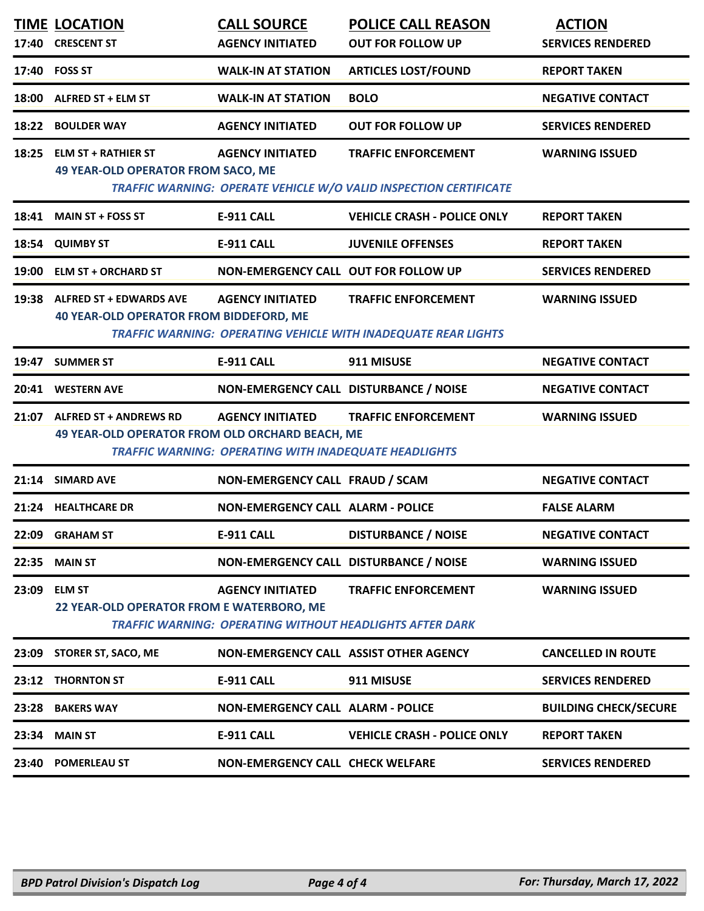| TIME | LOCATION | CALL SOURCE | POLICE CALL REASON | ACTION |
|---|---|---|---|---|
| 17:40 | CRESCENT ST | AGENCY INITIATED | OUT FOR FOLLOW UP | SERVICES RENDERED |
| 17:40 | FOSS ST | WALK-IN AT STATION | ARTICLES LOST/FOUND | REPORT TAKEN |
| 18:00 | ALFRED ST + ELM ST | WALK-IN AT STATION | BOLO | NEGATIVE CONTACT |
| 18:22 | BOULDER WAY | AGENCY INITIATED | OUT FOR FOLLOW UP | SERVICES RENDERED |
| 18:25 | ELM ST + RATHIER ST<br>49 YEAR-OLD OPERATOR FROM SACO, ME | AGENCY INITIATED | TRAFFIC ENFORCEMENT<br>*TRAFFIC WARNING: OPERATE VEHICLE W/O VALID INSPECTION CERTIFICATE* | WARNING ISSUED |
| 18:41 | MAIN ST + FOSS ST | E-911 CALL | VEHICLE CRASH - POLICE ONLY | REPORT TAKEN |
| 18:54 | QUIMBY ST | E-911 CALL | JUVENILE OFFENSES | REPORT TAKEN |
| 19:00 | ELM ST + ORCHARD ST | NON-EMERGENCY CALL | OUT FOR FOLLOW UP | SERVICES RENDERED |
| 19:38 | ALFRED ST + EDWARDS AVE<br>40 YEAR-OLD OPERATOR FROM BIDDEFORD, ME | AGENCY INITIATED | TRAFFIC ENFORCEMENT<br>*TRAFFIC WARNING: OPERATING VEHICLE WITH INADEQUATE REAR LIGHTS* | WARNING ISSUED |
| 19:47 | SUMMER ST | E-911 CALL | 911 MISUSE | NEGATIVE CONTACT |
| 20:41 | WESTERN AVE | NON-EMERGENCY CALL | DISTURBANCE / NOISE | NEGATIVE CONTACT |
| 21:07 | ALFRED ST + ANDREWS RD<br>49 YEAR-OLD OPERATOR FROM OLD ORCHARD BEACH, ME | AGENCY INITIATED | TRAFFIC ENFORCEMENT<br>*TRAFFIC WARNING: OPERATING WITH INADEQUATE HEADLIGHTS* | WARNING ISSUED |
| 21:14 | SIMARD AVE | NON-EMERGENCY CALL | FRAUD / SCAM | NEGATIVE CONTACT |
| 21:24 | HEALTHCARE DR | NON-EMERGENCY CALL | ALARM - POLICE | FALSE ALARM |
| 22:09 | GRAHAM ST | E-911 CALL | DISTURBANCE / NOISE | NEGATIVE CONTACT |
| 22:35 | MAIN ST | NON-EMERGENCY CALL | DISTURBANCE / NOISE | WARNING ISSUED |
| 23:09 | ELM ST<br>22 YEAR-OLD OPERATOR FROM E WATERBORO, ME | AGENCY INITIATED | TRAFFIC ENFORCEMENT<br>*TRAFFIC WARNING: OPERATING WITHOUT HEADLIGHTS AFTER DARK* | WARNING ISSUED |
| 23:09 | STORER ST, SACO, ME | NON-EMERGENCY CALL | ASSIST OTHER AGENCY | CANCELLED IN ROUTE |
| 23:12 | THORNTON ST | E-911 CALL | 911 MISUSE | SERVICES RENDERED |
| 23:28 | BAKERS WAY | NON-EMERGENCY CALL | ALARM - POLICE | BUILDING CHECK/SECURE |
| 23:34 | MAIN ST | E-911 CALL | VEHICLE CRASH - POLICE ONLY | REPORT TAKEN |
| 23:40 | POMERLEAU ST | NON-EMERGENCY CALL | CHECK WELFARE | SERVICES RENDERED |